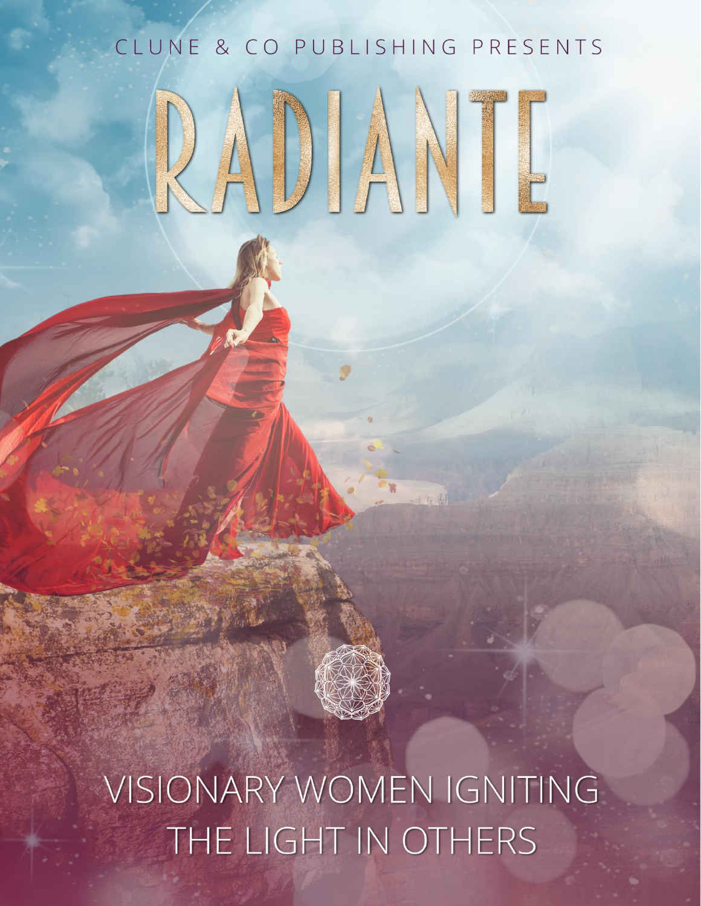CLUNE & CO PUBLISHING PRESENTS

# RADIANTE

VISIONARY WOMEN IGNITING THE LIGHT IN OTHERS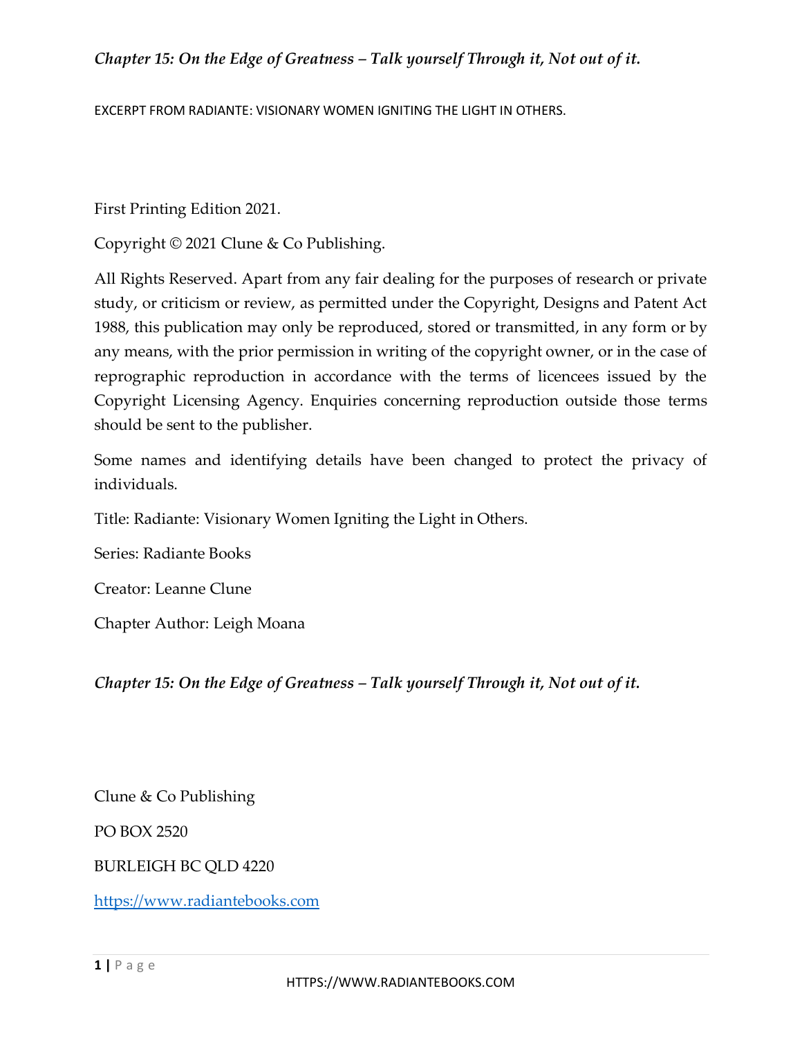*Chapter 15: On the Edge of Greatness – Talk yourself Through it, Not out of it.*

EXCERPT FROM RADIANTE: VISIONARY WOMEN IGNITING THE LIGHT IN OTHERS.

First Printing Edition 2021.

Copyright © 2021 Clune & Co Publishing.

All Rights Reserved. Apart from any fair dealing for the purposes of research or private study, or criticism or review, as permitted under the Copyright, Designs and Patent Act 1988, this publication may only be reproduced, stored or transmitted, in any form or by any means, with the prior permission in writing of the copyright owner, or in the case of reprographic reproduction in accordance with the terms of licencees issued by the Copyright Licensing Agency. Enquiries concerning reproduction outside those terms should be sent to the publisher.

Some names and identifying details have been changed to protect the privacy of individuals.

Title: Radiante: Visionary Women Igniting the Light in Others.

Series: Radiante Books

Creator: Leanne Clune

Chapter Author: Leigh Moana

*Chapter 15: On the Edge of Greatness – Talk yourself Through it, Not out of it.*

Clune & Co Publishing

PO BOX 2520

BURLEIGH BC QLD 4220

https://www.radiantebooks.com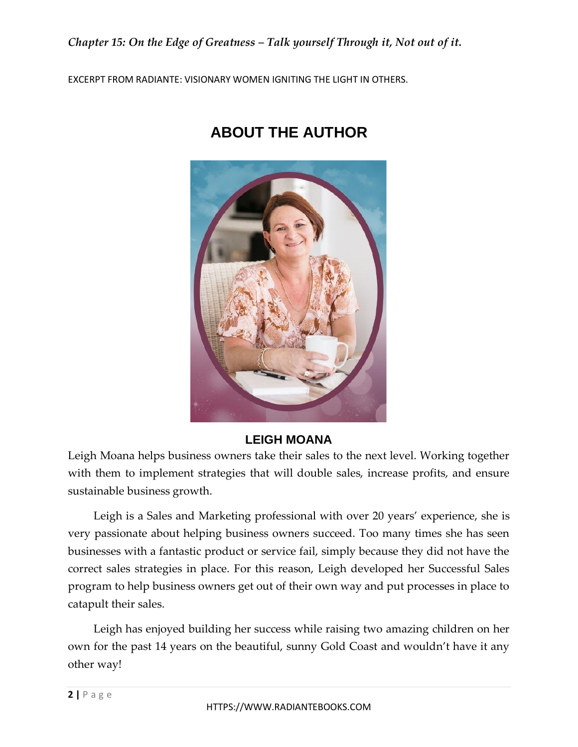## ABOUT THE AUTHOR

### LEIGH MOANA

Leigh Moana helps business owners take their sales to the next level. Working together with them to implement strategies that will double sales, increase profits, and ensure sustainable business growth.

Leigh is a Sales and Marketing professional with over 20 years' experience, she is very passionate about helping business owners succeed. Too many times she has seen businesses with a fantastic product or service fail, simply because they did not have the correct sales strategies in place. For this reason, Leigh developed her Successful Sales program to help business owners get out of their own way and put processes in place to catapult their sales.

Leigh has enjoyed building her success while raising two amazing children on her own for the past 14 years on the beautiful, sunny Gold Coast and wouldn't have it any other way!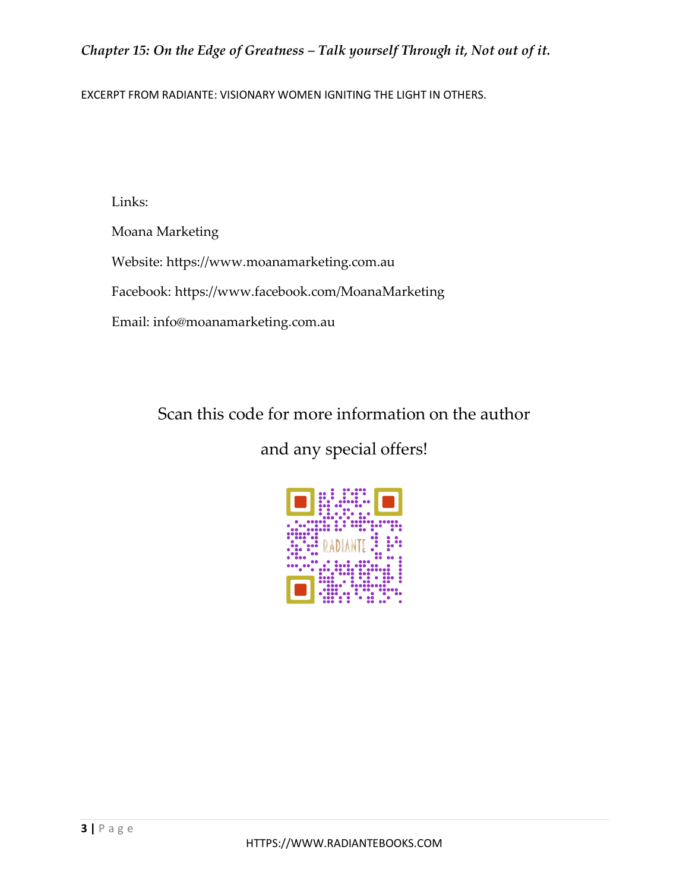Links:

Moana Marketing

Website: https://www.moanamarketing.com.au

Facebook: https://www.facebook.com/MoanaMarketing

Email: info@moanamarketing.com.au

Scan this code for more information on the author

and any special offers!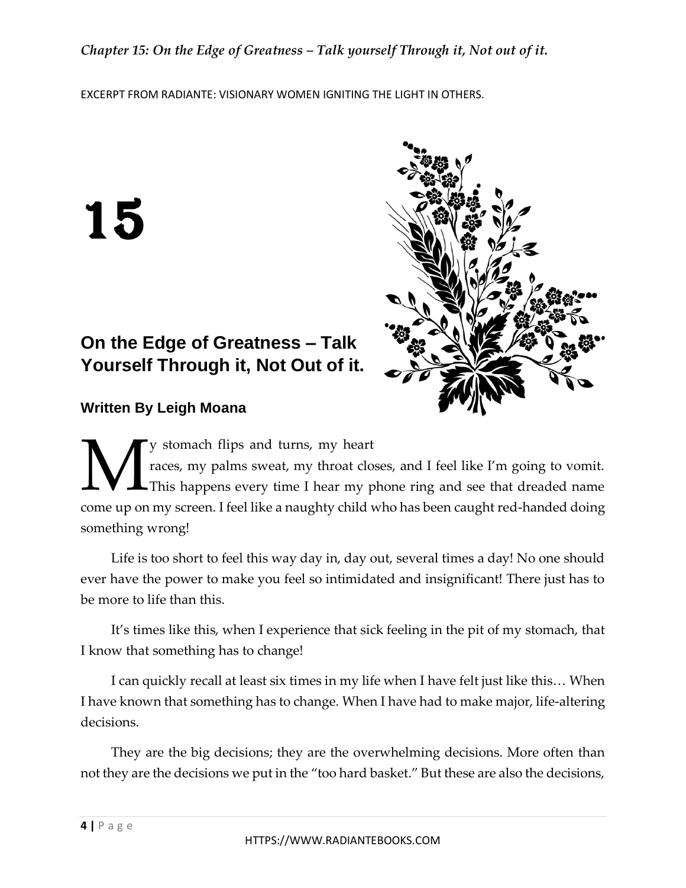# 15

## On the Edge of Greatness – Talk Yourself Through it, Not Out of it.

### Written By Leigh Moana

My stomach flips and turns, my heart races, my palms sweat, my throat closes, and I feel like I'm going to vomit. This happens every time I hear my phone ring and see that dreaded name come up on my screen. I feel like a naughty child who has been caught red-handed doing something wrong!

Life is too short to feel this way day in, day out, several times a day! No one should ever have the power to make you feel so intimidated and insignificant! There just has to be more to life than this.

It's times like this, when I experience that sick feeling in the pit of my stomach, that I know that something has to change!

I can quickly recall at least six times in my life when I have felt just like this… When I have known that something has to change. When I have had to make major, life-altering decisions.

They are the big decisions; they are the overwhelming decisions. More often than not they are the decisions we put in the "too hard basket." But these are also the decisions,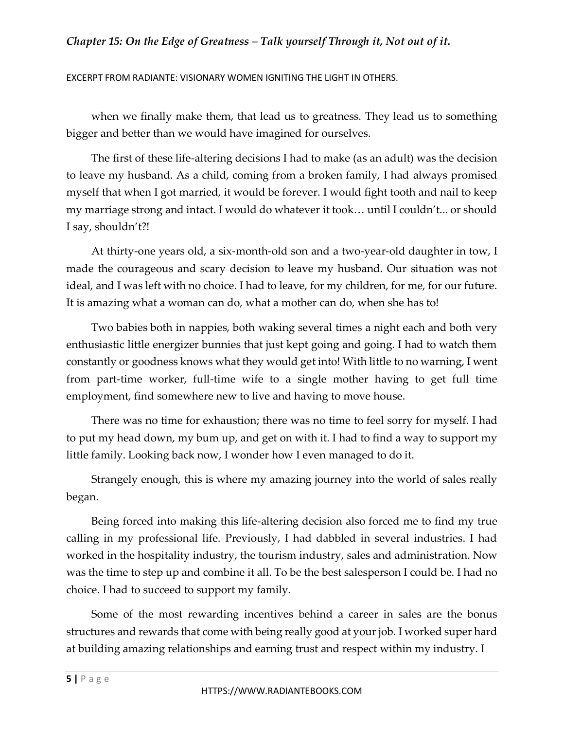when we finally make them, that lead us to greatness. They lead us to something bigger and better than we would have imagined for ourselves.

The first of these life-altering decisions I had to make (as an adult) was the decision to leave my husband. As a child, coming from a broken family, I had always promised myself that when I got married, it would be forever. I would fight tooth and nail to keep my marriage strong and intact. I would do whatever it took… until I couldn't... or should I say, shouldn't?!

At thirty-one years old, a six-month-old son and a two-year-old daughter in tow, I made the courageous and scary decision to leave my husband. Our situation was not ideal, and I was left with no choice. I had to leave, for my children, for me, for our future. It is amazing what a woman can do, what a mother can do, when she has to!

Two babies both in nappies, both waking several times a night each and both very enthusiastic little energizer bunnies that just kept going and going. I had to watch them constantly or goodness knows what they would get into! With little to no warning, I went from part-time worker, full-time wife to a single mother having to get full time employment, find somewhere new to live and having to move house.

There was no time for exhaustion; there was no time to feel sorry for myself. I had to put my head down, my bum up, and get on with it. I had to find a way to support my little family. Looking back now, I wonder how I even managed to do it.

Strangely enough, this is where my amazing journey into the world of sales really began.

Being forced into making this life-altering decision also forced me to find my true calling in my professional life. Previously, I had dabbled in several industries. I had worked in the hospitality industry, the tourism industry, sales and administration. Now was the time to step up and combine it all. To be the best salesperson I could be. I had no choice. I had to succeed to support my family.

Some of the most rewarding incentives behind a career in sales are the bonus structures and rewards that come with being really good at your job. I worked super hard at building amazing relationships and earning trust and respect within my industry. I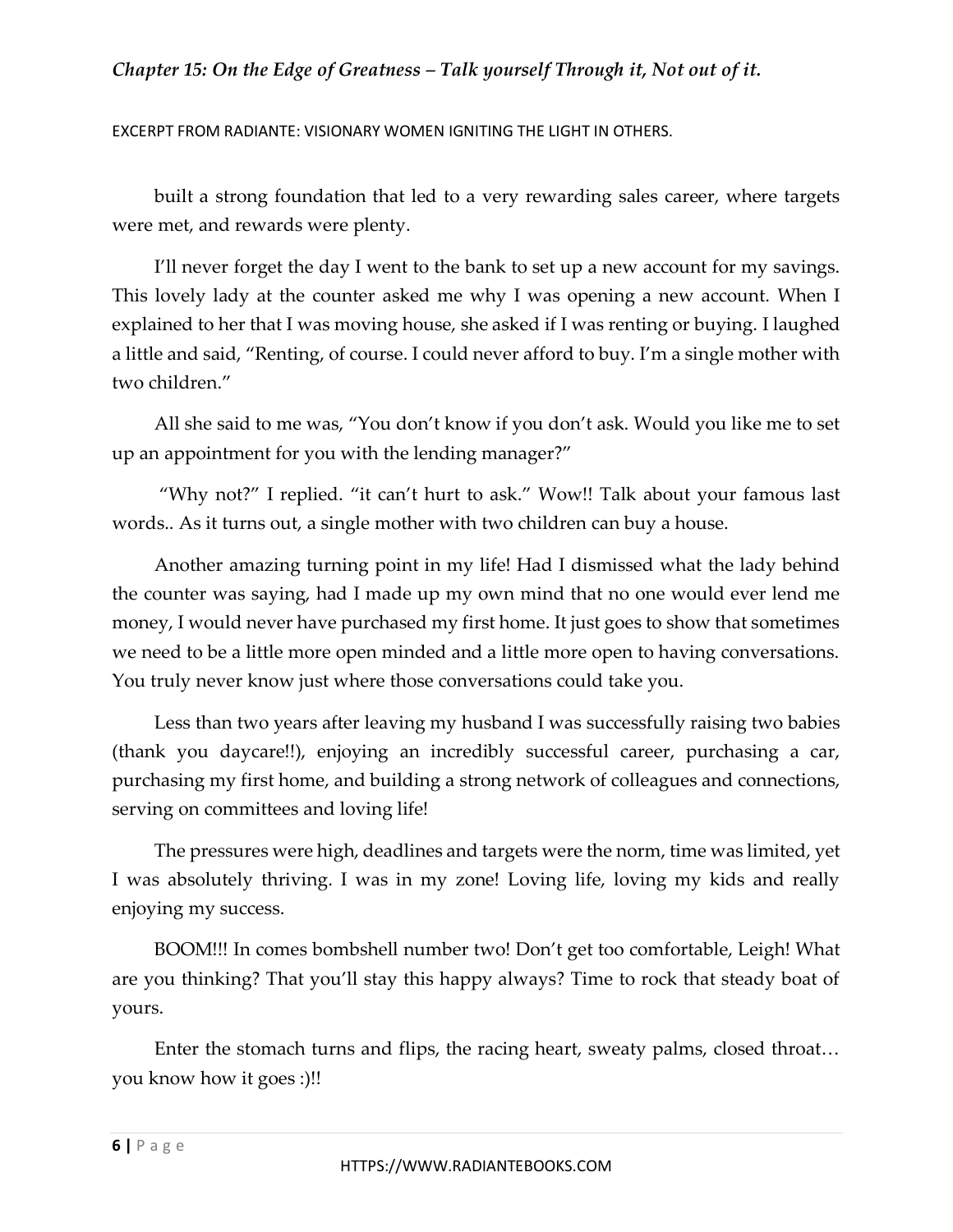built a strong foundation that led to a very rewarding sales career, where targets were met, and rewards were plenty.

I'll never forget the day I went to the bank to set up a new account for my savings. This lovely lady at the counter asked me why I was opening a new account. When I explained to her that I was moving house, she asked if I was renting or buying. I laughed a little and said, "Renting, of course. I could never afford to buy. I'm a single mother with two children."

All she said to me was, "You don't know if you don't ask. Would you like me to set up an appointment for you with the lending manager?"

"Why not?" I replied. "it can't hurt to ask." Wow!! Talk about your famous last words.. As it turns out, a single mother with two children can buy a house.

Another amazing turning point in my life! Had I dismissed what the lady behind the counter was saying, had I made up my own mind that no one would ever lend me money, I would never have purchased my first home. It just goes to show that sometimes we need to be a little more open minded and a little more open to having conversations. You truly never know just where those conversations could take you.

Less than two years after leaving my husband I was successfully raising two babies (thank you daycare!!), enjoying an incredibly successful career, purchasing a car, purchasing my first home, and building a strong network of colleagues and connections, serving on committees and loving life!

The pressures were high, deadlines and targets were the norm, time was limited, yet I was absolutely thriving. I was in my zone! Loving life, loving my kids and really enjoying my success.

BOOM!!! In comes bombshell number two! Don't get too comfortable, Leigh! What are you thinking? That you'll stay this happy always? Time to rock that steady boat of yours.

Enter the stomach turns and flips, the racing heart, sweaty palms, closed throat… you know how it goes :)!!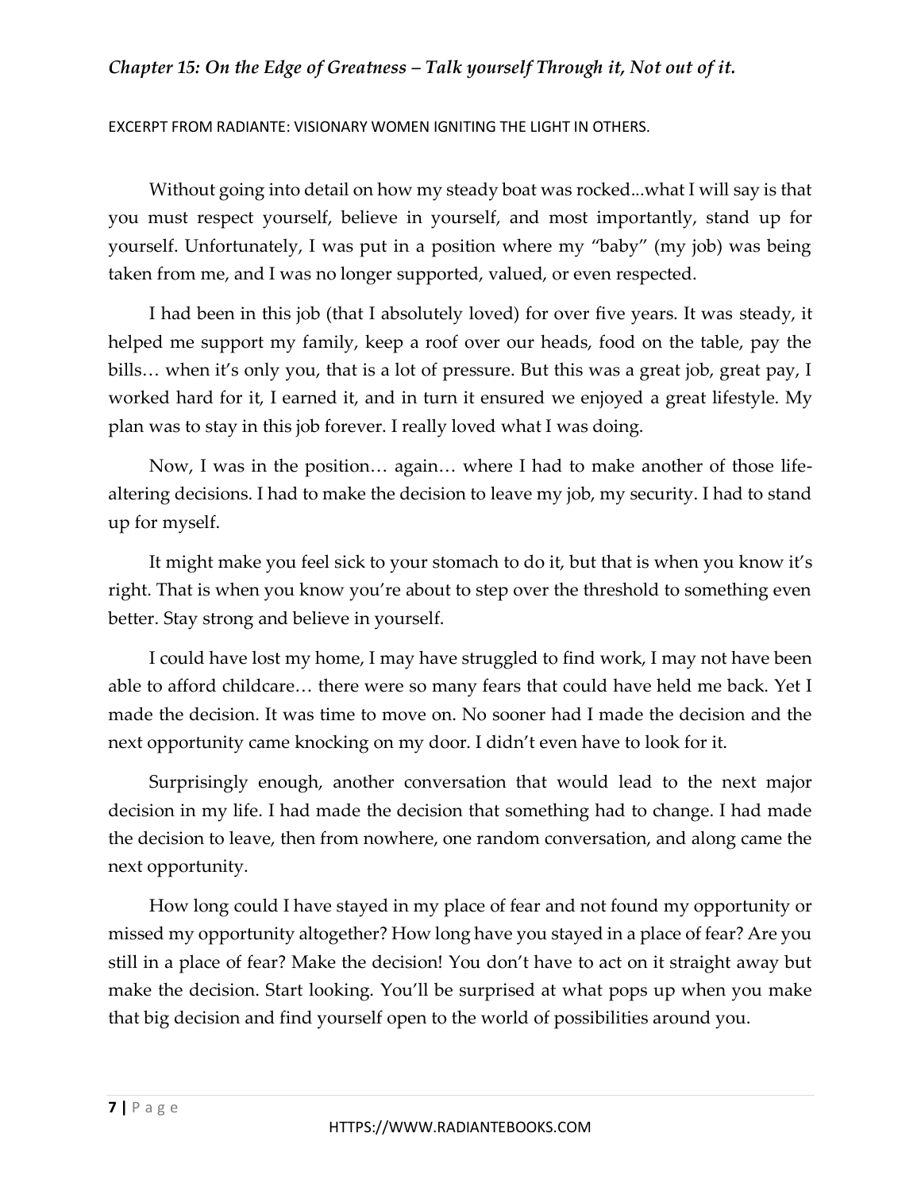*Chapter 15: On the Edge of Greatness – Talk yourself Through it, Not out of it.*

EXCERPT FROM RADIANTE: VISIONARY WOMEN IGNITING THE LIGHT IN OTHERS.

Without going into detail on how my steady boat was rocked...what I will say is that you must respect yourself, believe in yourself, and most importantly, stand up for yourself. Unfortunately, I was put in a position where my "baby" (my job) was being taken from me, and I was no longer supported, valued, or even respected.

I had been in this job (that I absolutely loved) for over five years. It was steady, it helped me support my family, keep a roof over our heads, food on the table, pay the bills… when it's only you, that is a lot of pressure. But this was a great job, great pay, I worked hard for it, I earned it, and in turn it ensured we enjoyed a great lifestyle. My plan was to stay in this job forever. I really loved what I was doing.

Now, I was in the position… again… where I had to make another of those life-altering decisions. I had to make the decision to leave my job, my security. I had to stand up for myself.

It might make you feel sick to your stomach to do it, but that is when you know it's right. That is when you know you're about to step over the threshold to something even better. Stay strong and believe in yourself.

I could have lost my home, I may have struggled to find work, I may not have been able to afford childcare… there were so many fears that could have held me back. Yet I made the decision. It was time to move on. No sooner had I made the decision and the next opportunity came knocking on my door. I didn't even have to look for it.

Surprisingly enough, another conversation that would lead to the next major decision in my life. I had made the decision that something had to change. I had made the decision to leave, then from nowhere, one random conversation, and along came the next opportunity.

How long could I have stayed in my place of fear and not found my opportunity or missed my opportunity altogether? How long have you stayed in a place of fear? Are you still in a place of fear? Make the decision! You don't have to act on it straight away but make the decision. Start looking. You'll be surprised at what pops up when you make that big decision and find yourself open to the world of possibilities around you.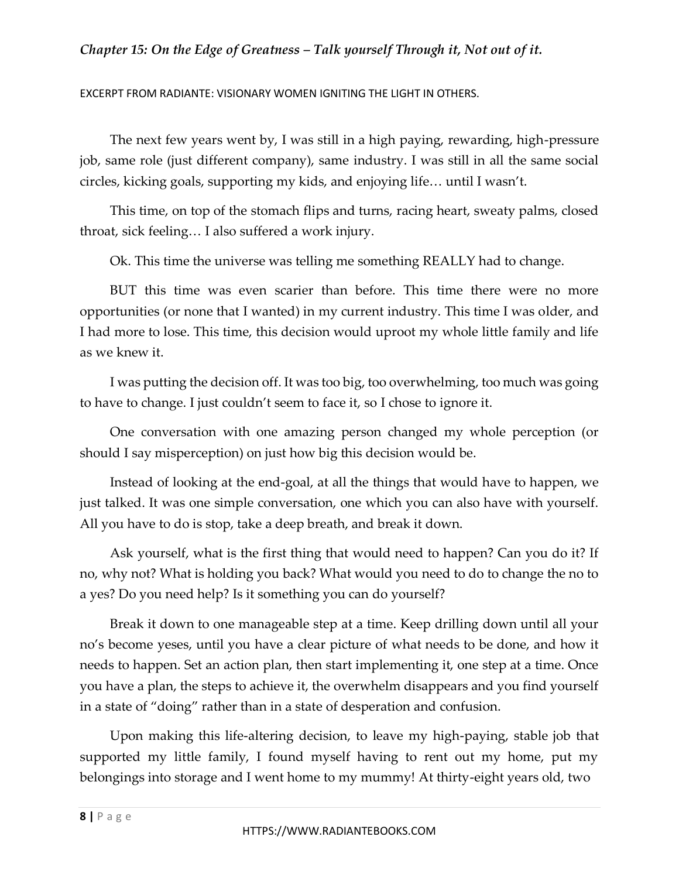The next few years went by, I was still in a high paying, rewarding, high-pressure job, same role (just different company), same industry. I was still in all the same social circles, kicking goals, supporting my kids, and enjoying life… until I wasn't.

This time, on top of the stomach flips and turns, racing heart, sweaty palms, closed throat, sick feeling… I also suffered a work injury.

Ok. This time the universe was telling me something REALLY had to change.

BUT this time was even scarier than before. This time there were no more opportunities (or none that I wanted) in my current industry. This time I was older, and I had more to lose. This time, this decision would uproot my whole little family and life as we knew it.

I was putting the decision off. It was too big, too overwhelming, too much was going to have to change. I just couldn't seem to face it, so I chose to ignore it.

One conversation with one amazing person changed my whole perception (or should I say misperception) on just how big this decision would be.

Instead of looking at the end-goal, at all the things that would have to happen, we just talked. It was one simple conversation, one which you can also have with yourself. All you have to do is stop, take a deep breath, and break it down.

Ask yourself, what is the first thing that would need to happen? Can you do it? If no, why not? What is holding you back? What would you need to do to change the no to a yes? Do you need help? Is it something you can do yourself?

Break it down to one manageable step at a time. Keep drilling down until all your no's become yeses, until you have a clear picture of what needs to be done, and how it needs to happen. Set an action plan, then start implementing it, one step at a time. Once you have a plan, the steps to achieve it, the overwhelm disappears and you find yourself in a state of "doing" rather than in a state of desperation and confusion.

Upon making this life-altering decision, to leave my high-paying, stable job that supported my little family, I found myself having to rent out my home, put my belongings into storage and I went home to my mummy! At thirty-eight years old, two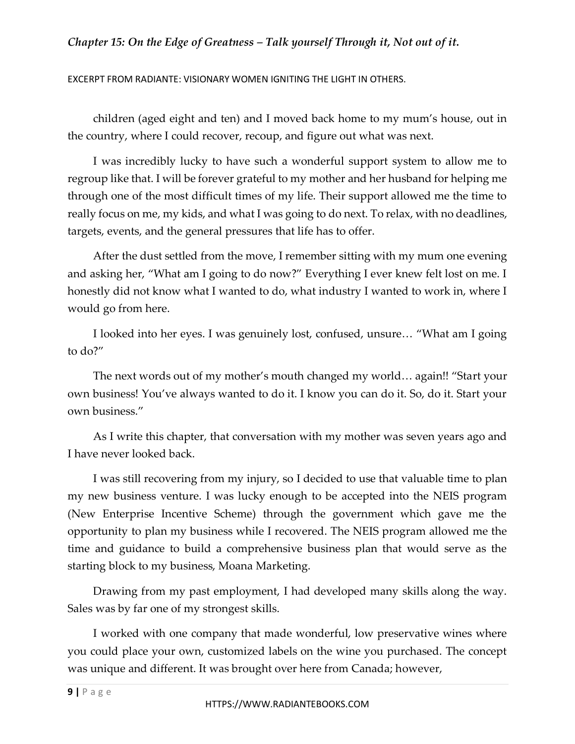children (aged eight and ten) and I moved back home to my mum's house, out in the country, where I could recover, recoup, and figure out what was next.

I was incredibly lucky to have such a wonderful support system to allow me to regroup like that. I will be forever grateful to my mother and her husband for helping me through one of the most difficult times of my life. Their support allowed me the time to really focus on me, my kids, and what I was going to do next. To relax, with no deadlines, targets, events, and the general pressures that life has to offer.

After the dust settled from the move, I remember sitting with my mum one evening and asking her, "What am I going to do now?" Everything I ever knew felt lost on me. I honestly did not know what I wanted to do, what industry I wanted to work in, where I would go from here.

I looked into her eyes. I was genuinely lost, confused, unsure… "What am I going to do?"

The next words out of my mother's mouth changed my world… again!! "Start your own business! You've always wanted to do it. I know you can do it. So, do it. Start your own business."

As I write this chapter, that conversation with my mother was seven years ago and I have never looked back.

I was still recovering from my injury, so I decided to use that valuable time to plan my new business venture. I was lucky enough to be accepted into the NEIS program (New Enterprise Incentive Scheme) through the government which gave me the opportunity to plan my business while I recovered. The NEIS program allowed me the time and guidance to build a comprehensive business plan that would serve as the starting block to my business, Moana Marketing.

Drawing from my past employment, I had developed many skills along the way. Sales was by far one of my strongest skills.

I worked with one company that made wonderful, low preservative wines where you could place your own, customized labels on the wine you purchased. The concept was unique and different. It was brought over here from Canada; however,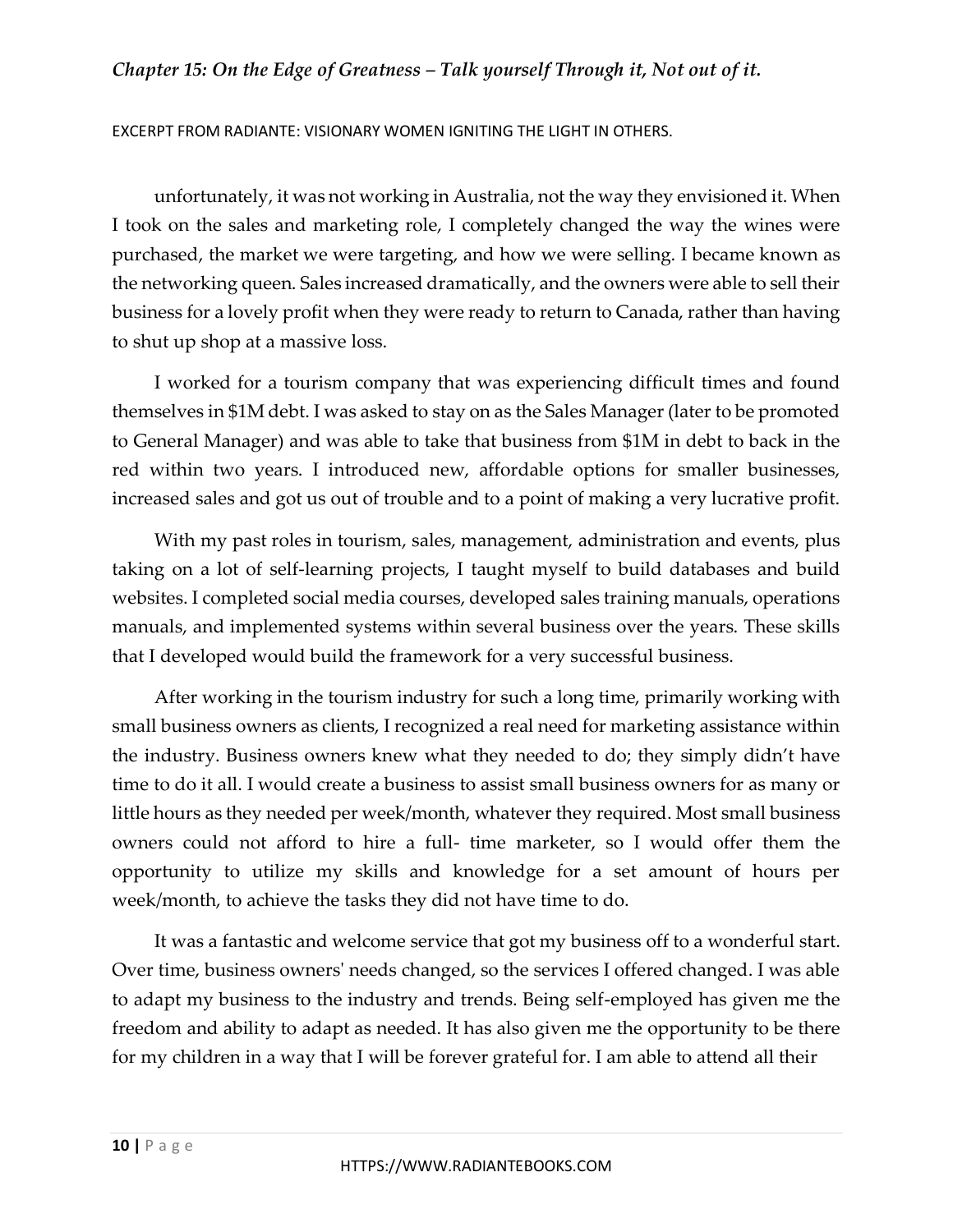unfortunately, it was not working in Australia, not the way they envisioned it. When I took on the sales and marketing role, I completely changed the way the wines were purchased, the market we were targeting, and how we were selling. I became known as the networking queen. Sales increased dramatically, and the owners were able to sell their business for a lovely profit when they were ready to return to Canada, rather than having to shut up shop at a massive loss.

I worked for a tourism company that was experiencing difficult times and found themselves in $1M debt. I was asked to stay on as the Sales Manager (later to be promoted to General Manager) and was able to take that business from $1M in debt to back in the red within two years. I introduced new, affordable options for smaller businesses, increased sales and got us out of trouble and to a point of making a very lucrative profit.

With my past roles in tourism, sales, management, administration and events, plus taking on a lot of self-learning projects, I taught myself to build databases and build websites. I completed social media courses, developed sales training manuals, operations manuals, and implemented systems within several business over the years. These skills that I developed would build the framework for a very successful business.

After working in the tourism industry for such a long time, primarily working with small business owners as clients, I recognized a real need for marketing assistance within the industry. Business owners knew what they needed to do; they simply didn't have time to do it all. I would create a business to assist small business owners for as many or little hours as they needed per week/month, whatever they required. Most small business owners could not afford to hire a full- time marketer, so I would offer them the opportunity to utilize my skills and knowledge for a set amount of hours per week/month, to achieve the tasks they did not have time to do.

It was a fantastic and welcome service that got my business off to a wonderful start. Over time, business owners' needs changed, so the services I offered changed. I was able to adapt my business to the industry and trends. Being self-employed has given me the freedom and ability to adapt as needed. It has also given me the opportunity to be there for my children in a way that I will be forever grateful for. I am able to attend all their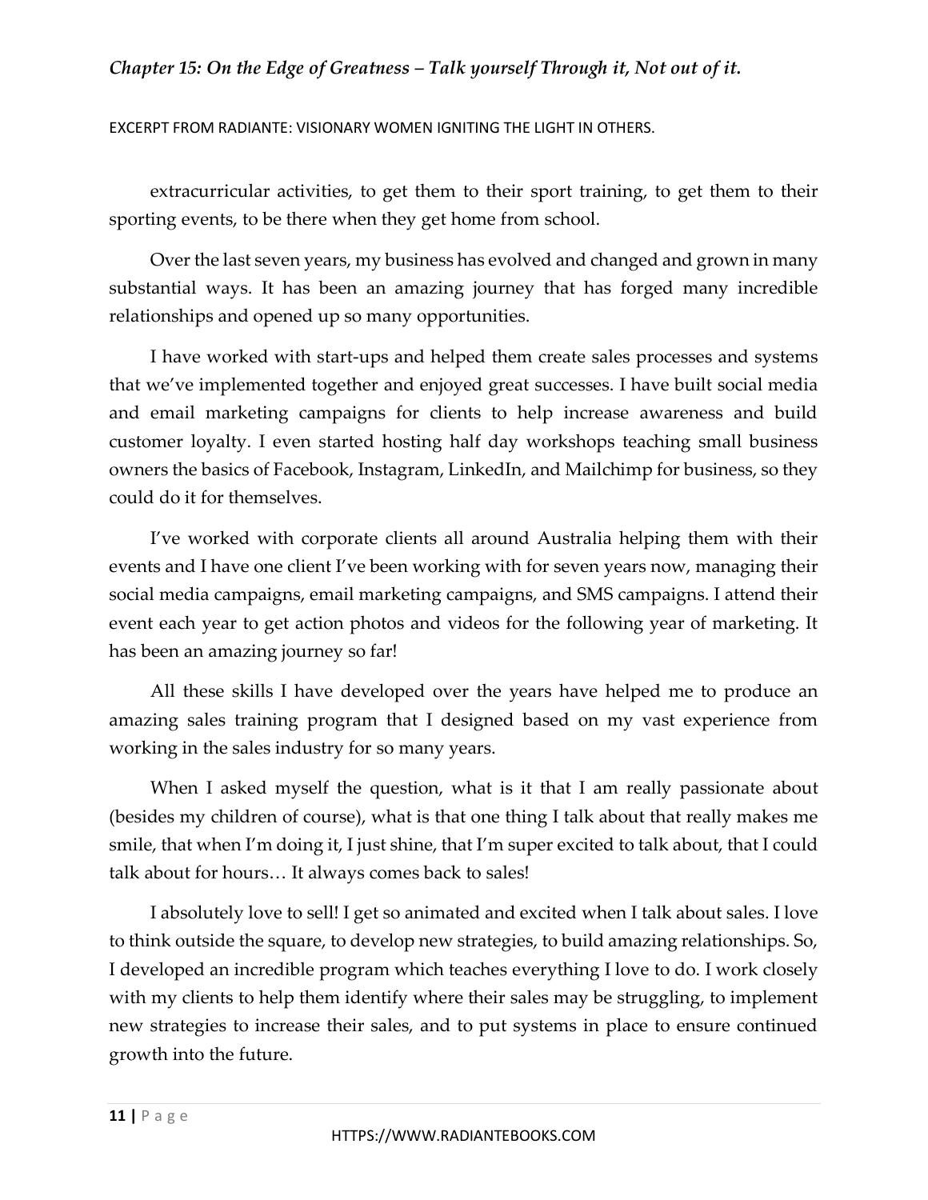extracurricular activities, to get them to their sport training, to get them to their sporting events, to be there when they get home from school.

Over the last seven years, my business has evolved and changed and grown in many substantial ways. It has been an amazing journey that has forged many incredible relationships and opened up so many opportunities.

I have worked with start-ups and helped them create sales processes and systems that we've implemented together and enjoyed great successes. I have built social media and email marketing campaigns for clients to help increase awareness and build customer loyalty. I even started hosting half day workshops teaching small business owners the basics of Facebook, Instagram, LinkedIn, and Mailchimp for business, so they could do it for themselves.

I've worked with corporate clients all around Australia helping them with their events and I have one client I've been working with for seven years now, managing their social media campaigns, email marketing campaigns, and SMS campaigns. I attend their event each year to get action photos and videos for the following year of marketing. It has been an amazing journey so far!

All these skills I have developed over the years have helped me to produce an amazing sales training program that I designed based on my vast experience from working in the sales industry for so many years.

When I asked myself the question, what is it that I am really passionate about (besides my children of course), what is that one thing I talk about that really makes me smile, that when I'm doing it, I just shine, that I'm super excited to talk about, that I could talk about for hours… It always comes back to sales!

I absolutely love to sell! I get so animated and excited when I talk about sales. I love to think outside the square, to develop new strategies, to build amazing relationships. So, I developed an incredible program which teaches everything I love to do. I work closely with my clients to help them identify where their sales may be struggling, to implement new strategies to increase their sales, and to put systems in place to ensure continued growth into the future.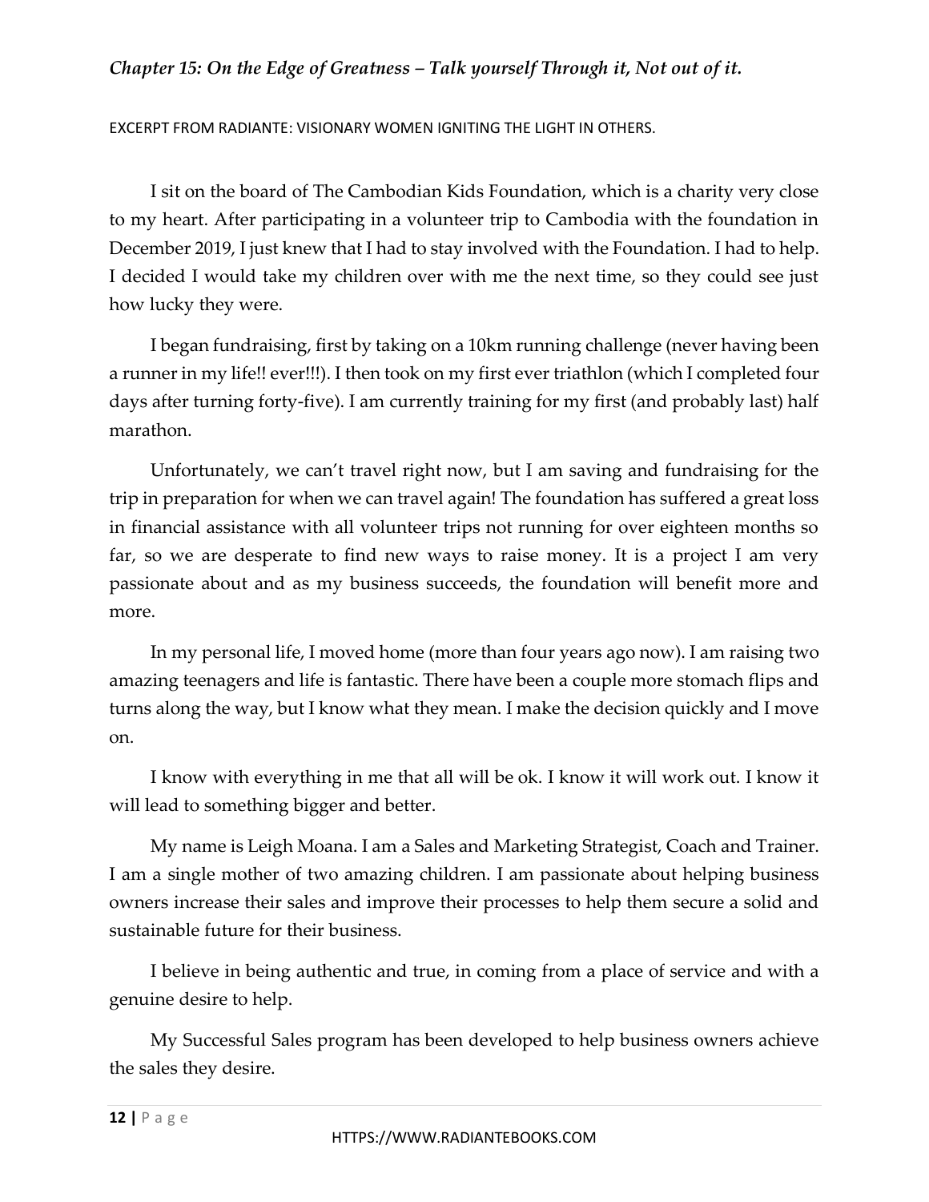*Chapter 15: On the Edge of Greatness – Talk yourself Through it, Not out of it.*

EXCERPT FROM RADIANTE: VISIONARY WOMEN IGNITING THE LIGHT IN OTHERS.

I sit on the board of The Cambodian Kids Foundation, which is a charity very close to my heart. After participating in a volunteer trip to Cambodia with the foundation in December 2019, I just knew that I had to stay involved with the Foundation. I had to help. I decided I would take my children over with me the next time, so they could see just how lucky they were.

I began fundraising, first by taking on a 10km running challenge (never having been a runner in my life!! ever!!!). I then took on my first ever triathlon (which I completed four days after turning forty-five). I am currently training for my first (and probably last) half marathon.

Unfortunately, we can't travel right now, but I am saving and fundraising for the trip in preparation for when we can travel again! The foundation has suffered a great loss in financial assistance with all volunteer trips not running for over eighteen months so far, so we are desperate to find new ways to raise money. It is a project I am very passionate about and as my business succeeds, the foundation will benefit more and more.

In my personal life, I moved home (more than four years ago now). I am raising two amazing teenagers and life is fantastic. There have been a couple more stomach flips and turns along the way, but I know what they mean. I make the decision quickly and I move on.

I know with everything in me that all will be ok. I know it will work out. I know it will lead to something bigger and better.

My name is Leigh Moana. I am a Sales and Marketing Strategist, Coach and Trainer. I am a single mother of two amazing children. I am passionate about helping business owners increase their sales and improve their processes to help them secure a solid and sustainable future for their business.

I believe in being authentic and true, in coming from a place of service and with a genuine desire to help.

My Successful Sales program has been developed to help business owners achieve the sales they desire.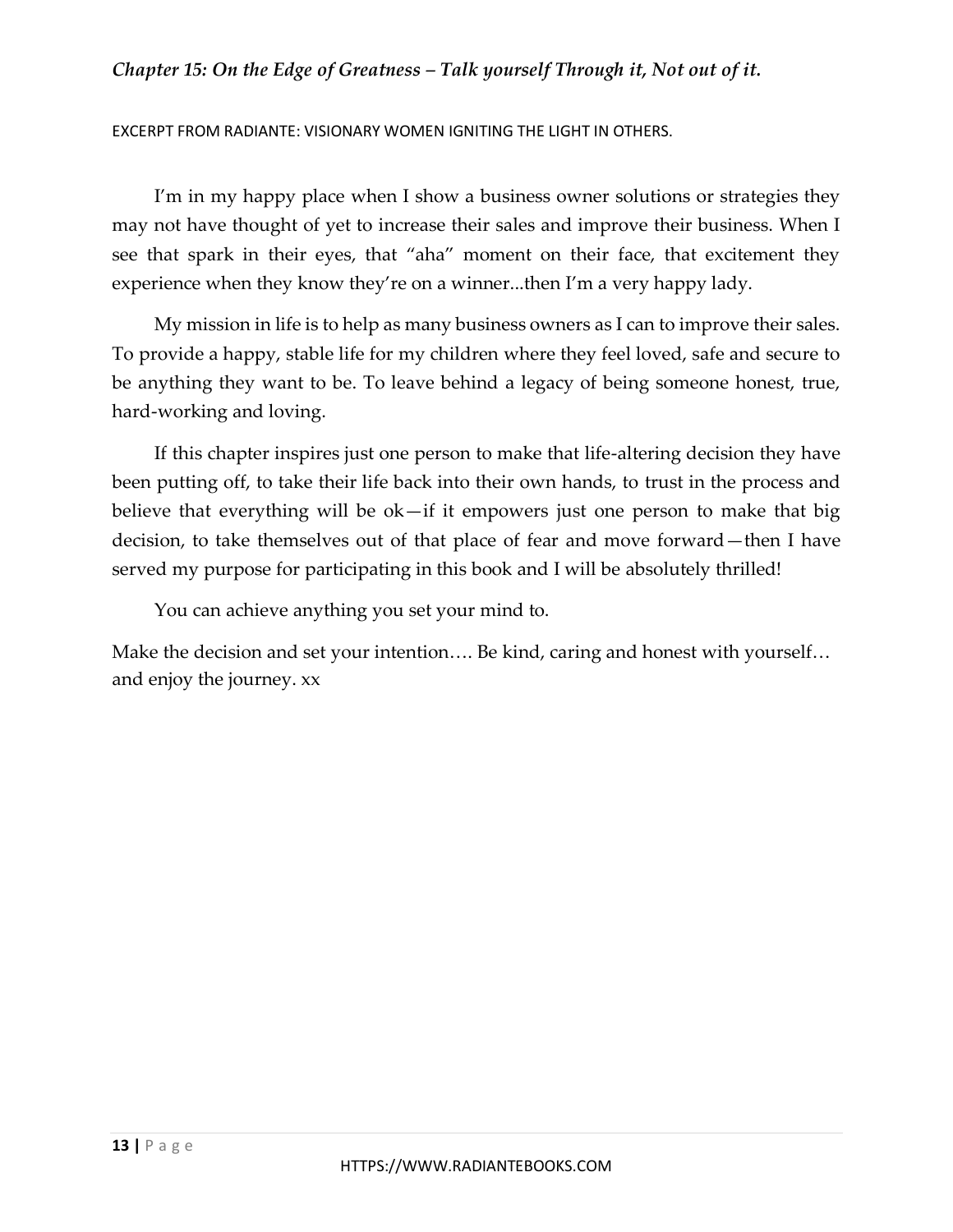I'm in my happy place when I show a business owner solutions or strategies they may not have thought of yet to increase their sales and improve their business. When I see that spark in their eyes, that "aha" moment on their face, that excitement they experience when they know they're on a winner...then I'm a very happy lady.

My mission in life is to help as many business owners as I can to improve their sales. To provide a happy, stable life for my children where they feel loved, safe and secure to be anything they want to be. To leave behind a legacy of being someone honest, true, hard-working and loving.

If this chapter inspires just one person to make that life-altering decision they have been putting off, to take their life back into their own hands, to trust in the process and believe that everything will be ok—if it empowers just one person to make that big decision, to take themselves out of that place of fear and move forward—then I have served my purpose for participating in this book and I will be absolutely thrilled!

You can achieve anything you set your mind to.

Make the decision and set your intention…. Be kind, caring and honest with yourself… and enjoy the journey. xx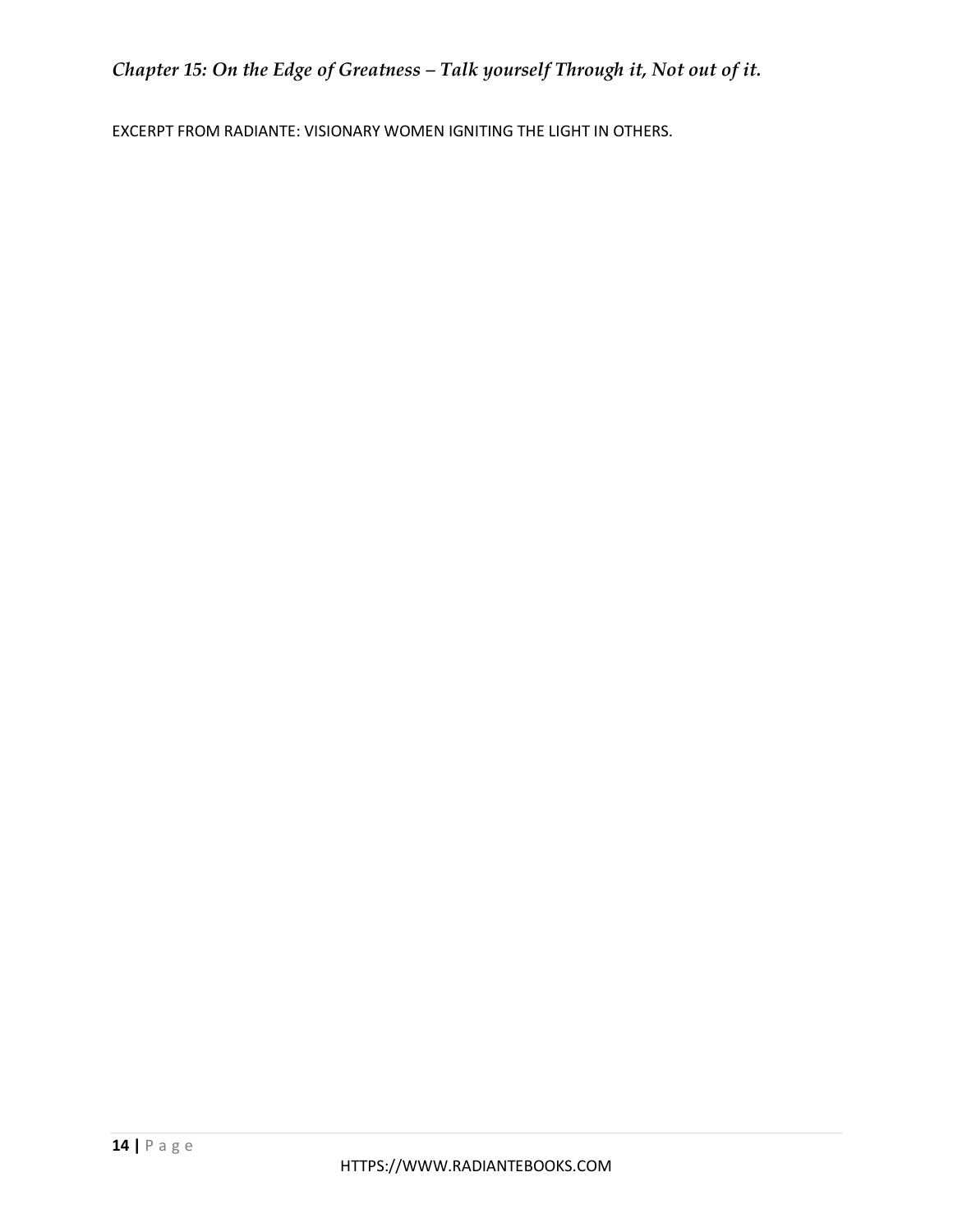*Chapter 15: On the Edge of Greatness – Talk yourself Through it, Not out of it.*

EXCERPT FROM RADIANTE: VISIONARY WOMEN IGNITING THE LIGHT IN OTHERS.